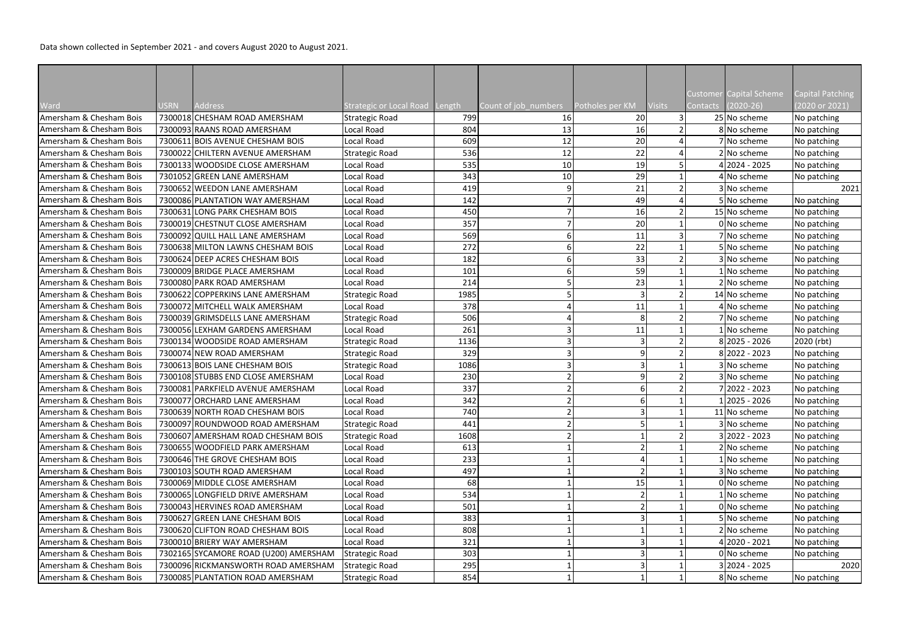Data shown collected in September 2021 - and covers August 2020 to August 2021.

| Ward | USRN | Address | Strategic or Local Road | Length | Count of job_numbers | Potholes per KM | Visits | Customer Contacts | Capital Scheme (2020-26) | Capital Patching (2020 or 2021) |
|---|---|---|---|---|---|---|---|---|---|---|
| Amersham & Chesham Bois | 7300018 | CHESHAM ROAD AMERSHAM | Strategic Road | 799 | 16 | 20 | 3 | 25 | No scheme | No patching |
| Amersham & Chesham Bois | 7300093 | RAANS ROAD AMERSHAM | Local Road | 804 | 13 | 16 | 2 | 8 | No scheme | No patching |
| Amersham & Chesham Bois | 7300611 | BOIS AVENUE CHESHAM BOIS | Local Road | 609 | 12 | 20 | 4 | 7 | No scheme | No patching |
| Amersham & Chesham Bois | 7300022 | CHILTERN AVENUE AMERSHAM | Strategic Road | 536 | 12 | 22 | 4 | 2 | No scheme | No patching |
| Amersham & Chesham Bois | 7300133 | WOODSIDE CLOSE AMERSHAM | Local Road | 535 | 10 | 19 | 5 | 4 | 2024 - 2025 | No patching |
| Amersham & Chesham Bois | 7301052 | GREEN LANE AMERSHAM | Local Road | 343 | 10 | 29 | 1 | 4 | No scheme | No patching |
| Amersham & Chesham Bois | 7300652 | WEEDON LANE AMERSHAM | Local Road | 419 | 9 | 21 | 2 | 3 | No scheme | 2021 |
| Amersham & Chesham Bois | 7300086 | PLANTATION WAY AMERSHAM | Local Road | 142 | 7 | 49 | 4 | 5 | No scheme | No patching |
| Amersham & Chesham Bois | 7300631 | LONG PARK CHESHAM BOIS | Local Road | 450 | 7 | 16 | 2 | 15 | No scheme | No patching |
| Amersham & Chesham Bois | 7300019 | CHESTNUT CLOSE AMERSHAM | Local Road | 357 | 7 | 20 | 1 | 0 | No scheme | No patching |
| Amersham & Chesham Bois | 7300092 | QUILL HALL LANE AMERSHAM | Local Road | 569 | 6 | 11 | 3 | 7 | No scheme | No patching |
| Amersham & Chesham Bois | 7300638 | MILTON LAWNS CHESHAM BOIS | Local Road | 272 | 6 | 22 | 1 | 5 | No scheme | No patching |
| Amersham & Chesham Bois | 7300624 | DEEP ACRES CHESHAM BOIS | Local Road | 182 | 6 | 33 | 2 | 3 | No scheme | No patching |
| Amersham & Chesham Bois | 7300009 | BRIDGE PLACE AMERSHAM | Local Road | 101 | 6 | 59 | 1 | 1 | No scheme | No patching |
| Amersham & Chesham Bois | 7300080 | PARK ROAD AMERSHAM | Local Road | 214 | 5 | 23 | 1 | 2 | No scheme | No patching |
| Amersham & Chesham Bois | 7300622 | COPPERKINS LANE AMERSHAM | Strategic Road | 1985 | 5 | 3 | 2 | 14 | No scheme | No patching |
| Amersham & Chesham Bois | 7300072 | MITCHELL WALK AMERSHAM | Local Road | 378 | 4 | 11 | 1 | 4 | No scheme | No patching |
| Amersham & Chesham Bois | 7300039 | GRIMSDELLS LANE AMERSHAM | Strategic Road | 506 | 4 | 8 | 2 | 7 | No scheme | No patching |
| Amersham & Chesham Bois | 7300056 | LEXHAM GARDENS AMERSHAM | Local Road | 261 | 3 | 11 | 1 | 1 | No scheme | No patching |
| Amersham & Chesham Bois | 7300134 | WOODSIDE ROAD AMERSHAM | Strategic Road | 1136 | 3 | 3 | 2 | 8 | 2025 - 2026 | 2020 (rbt) |
| Amersham & Chesham Bois | 7300074 | NEW ROAD AMERSHAM | Strategic Road | 329 | 3 | 9 | 2 | 8 | 2022 - 2023 | No patching |
| Amersham & Chesham Bois | 7300613 | BOIS LANE CHESHAM BOIS | Strategic Road | 1086 | 3 | 3 | 1 | 3 | No scheme | No patching |
| Amersham & Chesham Bois | 7300108 | STUBBS END CLOSE AMERSHAM | Local Road | 230 | 2 | 9 | 2 | 3 | No scheme | No patching |
| Amersham & Chesham Bois | 7300081 | PARKFIELD AVENUE AMERSHAM | Local Road | 337 | 2 | 6 | 2 | 7 | 2022 - 2023 | No patching |
| Amersham & Chesham Bois | 7300077 | ORCHARD LANE AMERSHAM | Local Road | 342 | 2 | 6 | 1 | 1 | 2025 - 2026 | No patching |
| Amersham & Chesham Bois | 7300639 | NORTH ROAD CHESHAM BOIS | Local Road | 740 | 2 | 3 | 1 | 11 | No scheme | No patching |
| Amersham & Chesham Bois | 7300097 | ROUNDWOOD ROAD AMERSHAM | Strategic Road | 441 | 2 | 5 | 1 | 3 | No scheme | No patching |
| Amersham & Chesham Bois | 7300607 | AMERSHAM ROAD CHESHAM BOIS | Strategic Road | 1608 | 2 | 1 | 2 | 3 | 2022 - 2023 | No patching |
| Amersham & Chesham Bois | 7300655 | WOODFIELD PARK AMERSHAM | Local Road | 613 | 1 | 2 | 1 | 2 | No scheme | No patching |
| Amersham & Chesham Bois | 7300646 | THE GROVE CHESHAM BOIS | Local Road | 233 | 1 | 4 | 1 | 1 | No scheme | No patching |
| Amersham & Chesham Bois | 7300103 | SOUTH ROAD AMERSHAM | Local Road | 497 | 1 | 2 | 1 | 3 | No scheme | No patching |
| Amersham & Chesham Bois | 7300069 | MIDDLE CLOSE AMERSHAM | Local Road | 68 | 1 | 15 | 1 | 0 | No scheme | No patching |
| Amersham & Chesham Bois | 7300065 | LONGFIELD DRIVE AMERSHAM | Local Road | 534 | 1 | 2 | 1 | 1 | No scheme | No patching |
| Amersham & Chesham Bois | 7300043 | HERVINES ROAD AMERSHAM | Local Road | 501 | 1 | 2 | 1 | 0 | No scheme | No patching |
| Amersham & Chesham Bois | 7300627 | GREEN LANE CHESHAM BOIS | Local Road | 383 | 1 | 3 | 1 | 5 | No scheme | No patching |
| Amersham & Chesham Bois | 7300620 | CLIFTON ROAD CHESHAM BOIS | Local Road | 808 | 1 | 1 | 1 | 2 | No scheme | No patching |
| Amersham & Chesham Bois | 7300010 | BRIERY WAY AMERSHAM | Local Road | 321 | 1 | 3 | 1 | 4 | 2020 - 2021 | No patching |
| Amersham & Chesham Bois | 7302165 | SYCAMORE ROAD (U200) AMERSHAM | Strategic Road | 303 | 1 | 3 | 1 | 0 | No scheme | No patching |
| Amersham & Chesham Bois | 7300096 | RICKMANSWORTH ROAD AMERSHAM | Strategic Road | 295 | 1 | 3 | 1 | 3 | 2024 - 2025 | 2020 |
| Amersham & Chesham Bois | 7300085 | PLANTATION ROAD AMERSHAM | Strategic Road | 854 | 1 | 1 | 1 | 8 | No scheme | No patching |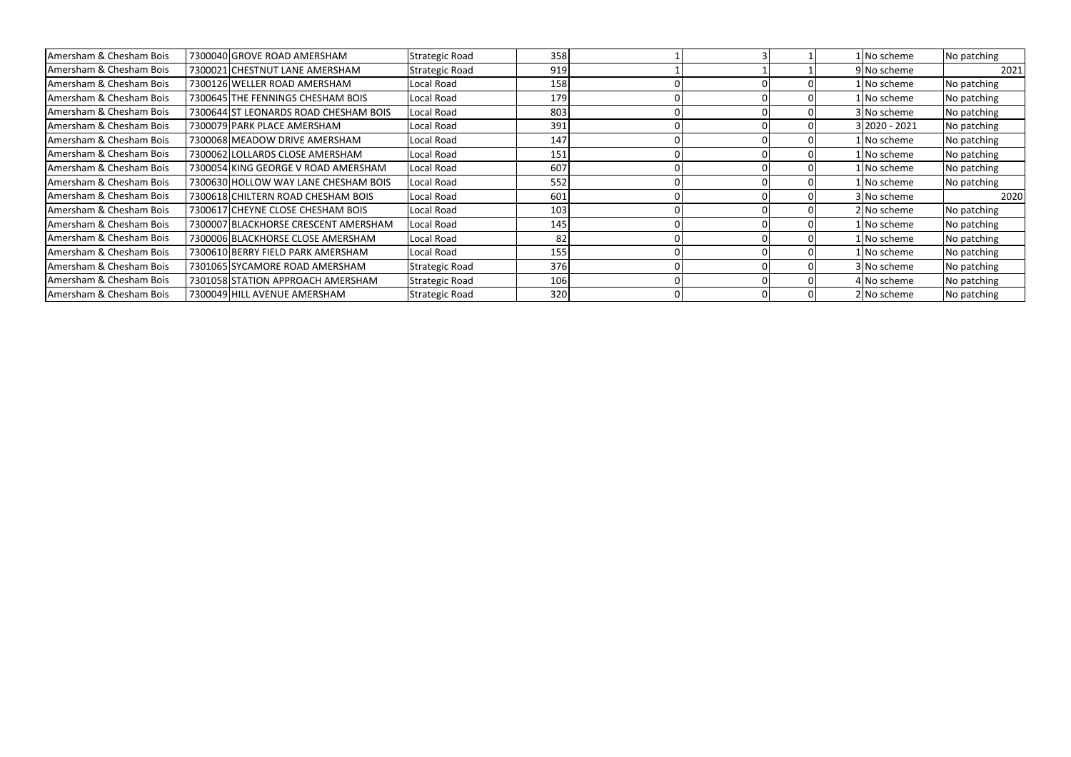| | | | | | | | | | | |
|---|---|---|---|---|---|---|---|---|---|---|
| Amersham & Chesham Bois | 7300040 | GROVE ROAD AMERSHAM | Strategic Road | 358 | 1 | 3 | 1 | 1 | No scheme | No patching |
| Amersham & Chesham Bois | 7300021 | CHESTNUT LANE AMERSHAM | Strategic Road | 919 | 1 | 1 | 1 | 9 | No scheme | 2021 |
| Amersham & Chesham Bois | 7300126 | WELLER ROAD AMERSHAM | Local Road | 158 | 0 | 0 | 0 | 1 | No scheme | No patching |
| Amersham & Chesham Bois | 7300645 | THE FENNINGS CHESHAM BOIS | Local Road | 179 | 0 | 0 | 0 | 1 | No scheme | No patching |
| Amersham & Chesham Bois | 7300644 | ST LEONARDS ROAD CHESHAM BOIS | Local Road | 803 | 0 | 0 | 0 | 3 | No scheme | No patching |
| Amersham & Chesham Bois | 7300079 | PARK PLACE AMERSHAM | Local Road | 391 | 0 | 0 | 0 | 3 | 2020 - 2021 | No patching |
| Amersham & Chesham Bois | 7300068 | MEADOW DRIVE AMERSHAM | Local Road | 147 | 0 | 0 | 0 | 1 | No scheme | No patching |
| Amersham & Chesham Bois | 7300062 | LOLLARDS CLOSE AMERSHAM | Local Road | 151 | 0 | 0 | 0 | 1 | No scheme | No patching |
| Amersham & Chesham Bois | 7300054 | KING GEORGE V ROAD AMERSHAM | Local Road | 607 | 0 | 0 | 0 | 1 | No scheme | No patching |
| Amersham & Chesham Bois | 7300630 | HOLLOW WAY LANE CHESHAM BOIS | Local Road | 552 | 0 | 0 | 0 | 1 | No scheme | No patching |
| Amersham & Chesham Bois | 7300618 | CHILTERN ROAD CHESHAM BOIS | Local Road | 601 | 0 | 0 | 0 | 3 | No scheme | 2020 |
| Amersham & Chesham Bois | 7300617 | CHEYNE CLOSE CHESHAM BOIS | Local Road | 103 | 0 | 0 | 0 | 2 | No scheme | No patching |
| Amersham & Chesham Bois | 7300007 | BLACKHORSE CRESCENT AMERSHAM | Local Road | 145 | 0 | 0 | 0 | 1 | No scheme | No patching |
| Amersham & Chesham Bois | 7300006 | BLACKHORSE CLOSE AMERSHAM | Local Road | 82 | 0 | 0 | 0 | 1 | No scheme | No patching |
| Amersham & Chesham Bois | 7300610 | BERRY FIELD PARK AMERSHAM | Local Road | 155 | 0 | 0 | 0 | 1 | No scheme | No patching |
| Amersham & Chesham Bois | 7301065 | SYCAMORE ROAD AMERSHAM | Strategic Road | 376 | 0 | 0 | 0 | 3 | No scheme | No patching |
| Amersham & Chesham Bois | 7301058 | STATION APPROACH AMERSHAM | Strategic Road | 106 | 0 | 0 | 0 | 4 | No scheme | No patching |
| Amersham & Chesham Bois | 7300049 | HILL AVENUE AMERSHAM | Strategic Road | 320 | 0 | 0 | 0 | 2 | No scheme | No patching |